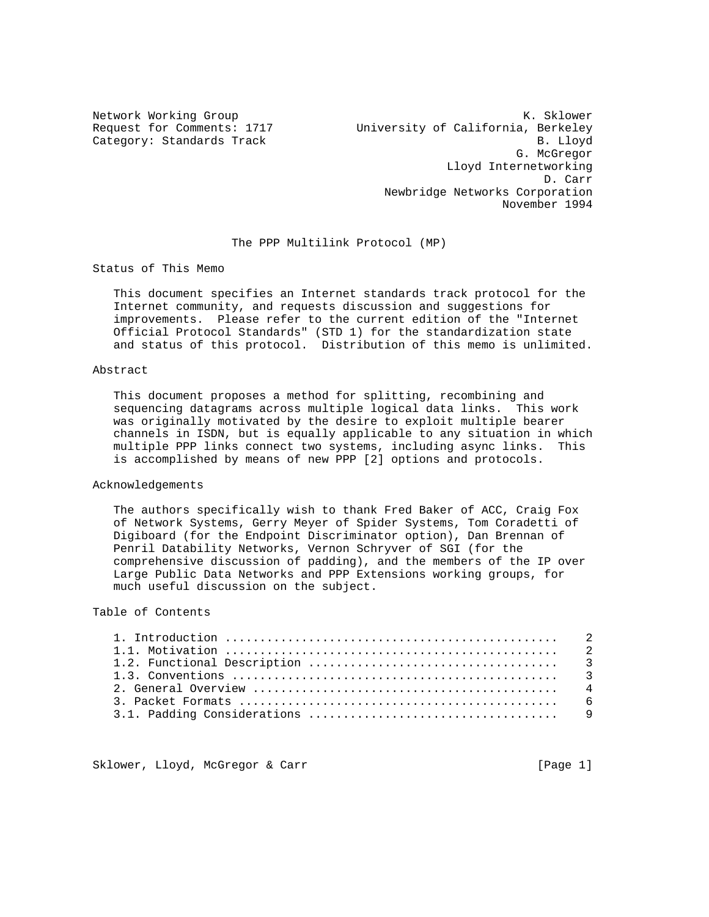Network Working Group K. Sklower
Request for Comments: 1717 University of California, Berkeley
Category: Standards Track B. Lloyd
G. McGregor
Lloyd Internetworking
D. Carr
Newbridge Networks Corporation
November 1994

# The PPP Multilink Protocol (MP)

## Status of This Memo

This document specifies an Internet standards track protocol for the Internet community, and requests discussion and suggestions for improvements. Please refer to the current edition of the "Internet Official Protocol Standards" (STD 1) for the standardization state and status of this protocol. Distribution of this memo is unlimited.

## Abstract

This document proposes a method for splitting, recombining and sequencing datagrams across multiple logical data links. This work was originally motivated by the desire to exploit multiple bearer channels in ISDN, but is equally applicable to any situation in which multiple PPP links connect two systems, including async links. This is accomplished by means of new PPP [2] options and protocols.

## Acknowledgements

The authors specifically wish to thank Fred Baker of ACC, Craig Fox of Network Systems, Gerry Meyer of Spider Systems, Tom Coradetti of Digiboard (for the Endpoint Discriminator option), Dan Brennan of Penril Datability Networks, Vernon Schryver of SGI (for the comprehensive discussion of padding), and the members of the IP over Large Public Data Networks and PPP Extensions working groups, for much useful discussion on the subject.

## Table of Contents

```
1. Introduction ...............................................   2
1.1. Motivation ...............................................   2
1.2. Functional Description ...................................   3
1.3. Conventions ..............................................   3
2. General Overview ...........................................   4
3. Packet Formats .............................................   6
3.1. Padding Considerations ...................................   9
```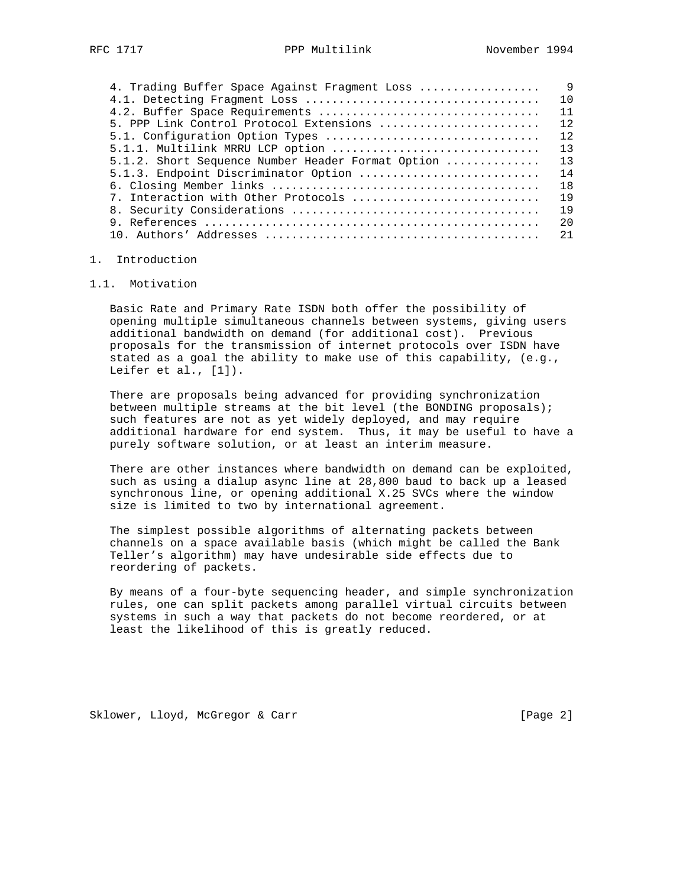4. Trading Buffer Space Against Fragment Loss ................. 9
4.1. Detecting Fragment Loss .................................. 10
4.2. Buffer Space Requirements ................................ 11
5. PPP Link Control Protocol Extensions ....................... 12
5.1. Configuration Option Types ............................... 12
5.1.1. Multilink MRRU LCP option .............................. 13
5.1.2. Short Sequence Number Header Format Option ............. 13
5.1.3. Endpoint Discriminator Option .......................... 14
6. Closing Member links ....................................... 18
7. Interaction with Other Protocols ........................... 19
8. Security Considerations .................................... 19
9. References ................................................. 20
10. Authors' Addresses ........................................ 21

# 1. Introduction

## 1.1. Motivation

Basic Rate and Primary Rate ISDN both offer the possibility of opening multiple simultaneous channels between systems, giving users additional bandwidth on demand (for additional cost). Previous proposals for the transmission of internet protocols over ISDN have stated as a goal the ability to make use of this capability, (e.g., Leifer et al., [1]).

There are proposals being advanced for providing synchronization between multiple streams at the bit level (the BONDING proposals); such features are not as yet widely deployed, and may require additional hardware for end system. Thus, it may be useful to have a purely software solution, or at least an interim measure.

There are other instances where bandwidth on demand can be exploited, such as using a dialup async line at 28,800 baud to back up a leased synchronous line, or opening additional X.25 SVCs where the window size is limited to two by international agreement.

The simplest possible algorithms of alternating packets between channels on a space available basis (which might be called the Bank Teller's algorithm) may have undesirable side effects due to reordering of packets.

By means of a four-byte sequencing header, and simple synchronization rules, one can split packets among parallel virtual circuits between systems in such a way that packets do not become reordered, or at least the likelihood of this is greatly reduced.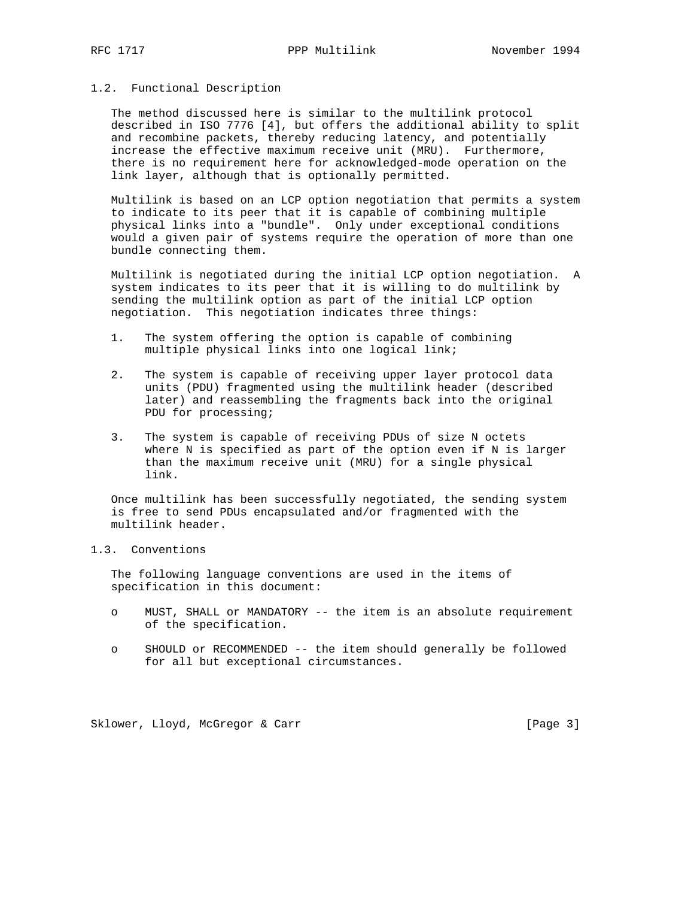## 1.2. Functional Description

The method discussed here is similar to the multilink protocol described in ISO 7776 [4], but offers the additional ability to split and recombine packets, thereby reducing latency, and potentially increase the effective maximum receive unit (MRU). Furthermore, there is no requirement here for acknowledged-mode operation on the link layer, although that is optionally permitted.

Multilink is based on an LCP option negotiation that permits a system to indicate to its peer that it is capable of combining multiple physical links into a "bundle". Only under exceptional conditions would a given pair of systems require the operation of more than one bundle connecting them.

Multilink is negotiated during the initial LCP option negotiation. A system indicates to its peer that it is willing to do multilink by sending the multilink option as part of the initial LCP option negotiation. This negotiation indicates three things:

1. The system offering the option is capable of combining multiple physical links into one logical link;

2. The system is capable of receiving upper layer protocol data units (PDU) fragmented using the multilink header (described later) and reassembling the fragments back into the original PDU for processing;

3. The system is capable of receiving PDUs of size N octets where N is specified as part of the option even if N is larger than the maximum receive unit (MRU) for a single physical link.

Once multilink has been successfully negotiated, the sending system is free to send PDUs encapsulated and/or fragmented with the multilink header.

## 1.3. Conventions

The following language conventions are used in the items of specification in this document:

- MUST, SHALL or MANDATORY -- the item is an absolute requirement of the specification.

- SHOULD or RECOMMENDED -- the item should generally be followed for all but exceptional circumstances.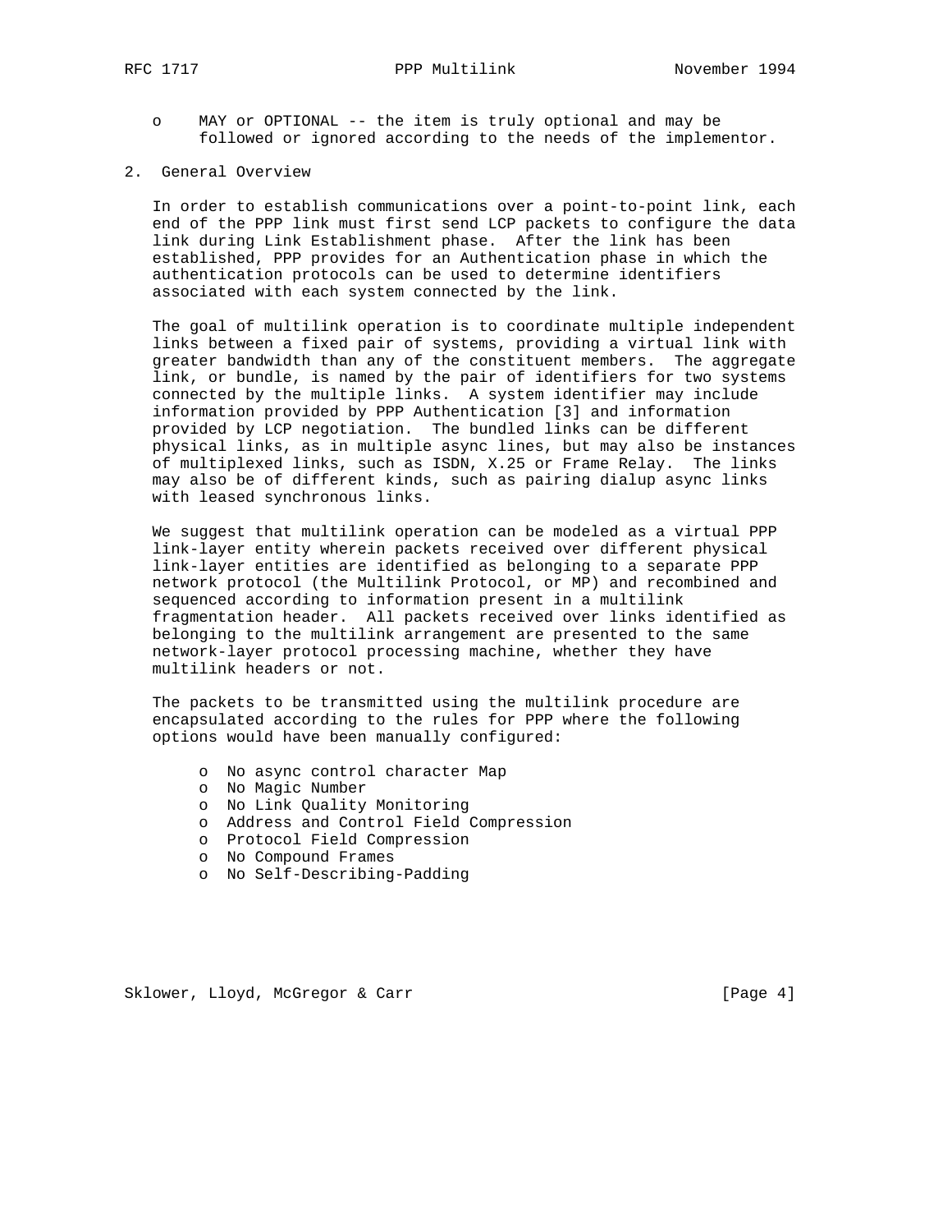- MAY or OPTIONAL -- the item is truly optional and may be followed or ignored according to the needs of the implementor.

## 2. General Overview

In order to establish communications over a point-to-point link, each end of the PPP link must first send LCP packets to configure the data link during Link Establishment phase. After the link has been established, PPP provides for an Authentication phase in which the authentication protocols can be used to determine identifiers associated with each system connected by the link.

The goal of multilink operation is to coordinate multiple independent links between a fixed pair of systems, providing a virtual link with greater bandwidth than any of the constituent members. The aggregate link, or bundle, is named by the pair of identifiers for two systems connected by the multiple links. A system identifier may include information provided by PPP Authentication [3] and information provided by LCP negotiation. The bundled links can be different physical links, as in multiple async lines, but may also be instances of multiplexed links, such as ISDN, X.25 or Frame Relay. The links may also be of different kinds, such as pairing dialup async links with leased synchronous links.

We suggest that multilink operation can be modeled as a virtual PPP link-layer entity wherein packets received over different physical link-layer entities are identified as belonging to a separate PPP network protocol (the Multilink Protocol, or MP) and recombined and sequenced according to information present in a multilink fragmentation header. All packets received over links identified as belonging to the multilink arrangement are presented to the same network-layer protocol processing machine, whether they have multilink headers or not.

The packets to be transmitted using the multilink procedure are encapsulated according to the rules for PPP where the following options would have been manually configured:

- No async control character Map
- No Magic Number
- No Link Quality Monitoring
- Address and Control Field Compression
- Protocol Field Compression
- No Compound Frames
- No Self-Describing-Padding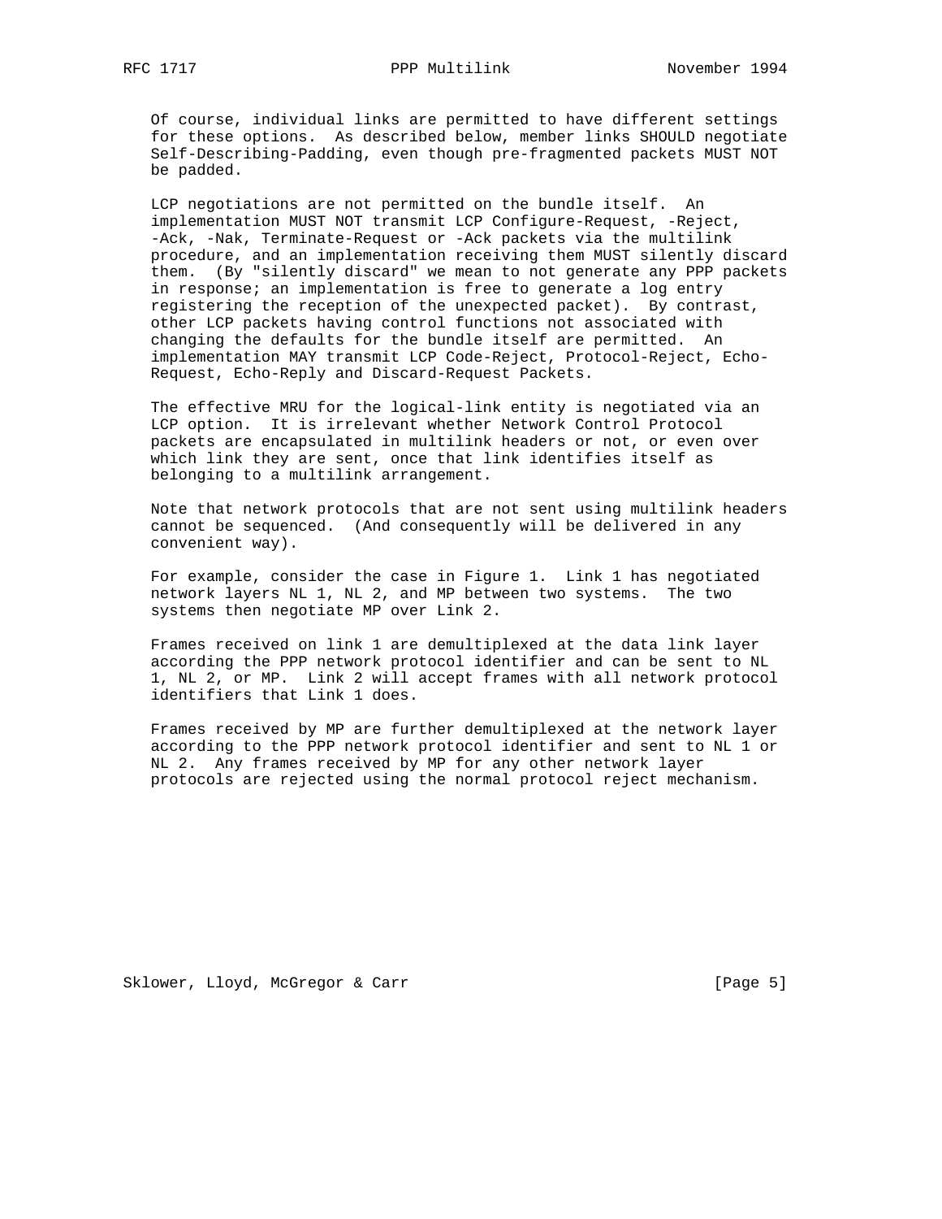Of course, individual links are permitted to have different settings for these options. As described below, member links SHOULD negotiate Self-Describing-Padding, even though pre-fragmented packets MUST NOT be padded.

LCP negotiations are not permitted on the bundle itself. An implementation MUST NOT transmit LCP Configure-Request, -Reject, -Ack, -Nak, Terminate-Request or -Ack packets via the multilink procedure, and an implementation receiving them MUST silently discard them. (By "silently discard" we mean to not generate any PPP packets in response; an implementation is free to generate a log entry registering the reception of the unexpected packet). By contrast, other LCP packets having control functions not associated with changing the defaults for the bundle itself are permitted. An implementation MAY transmit LCP Code-Reject, Protocol-Reject, Echo-Request, Echo-Reply and Discard-Request Packets.

The effective MRU for the logical-link entity is negotiated via an LCP option. It is irrelevant whether Network Control Protocol packets are encapsulated in multilink headers or not, or even over which link they are sent, once that link identifies itself as belonging to a multilink arrangement.

Note that network protocols that are not sent using multilink headers cannot be sequenced. (And consequently will be delivered in any convenient way).

For example, consider the case in Figure 1. Link 1 has negotiated network layers NL 1, NL 2, and MP between two systems. The two systems then negotiate MP over Link 2.

Frames received on link 1 are demultiplexed at the data link layer according the PPP network protocol identifier and can be sent to NL 1, NL 2, or MP. Link 2 will accept frames with all network protocol identifiers that Link 1 does.

Frames received by MP are further demultiplexed at the network layer according to the PPP network protocol identifier and sent to NL 1 or NL 2. Any frames received by MP for any other network layer protocols are rejected using the normal protocol reject mechanism.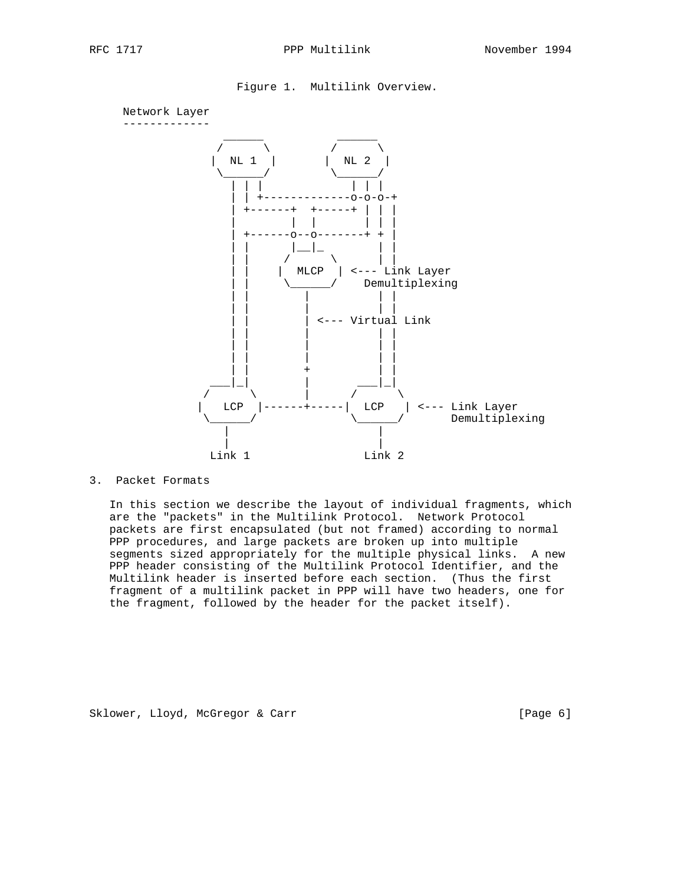Figure 1. Multilink Overview.

```
   Network Layer
   -------------
                  ______          ______
                 /      \        /      \
                |  NL 1  |      |  NL 2  |
                 \______/        \______/
                   | | |           | | |
                   | | +-------------o-o-o-+
                   | +------+  +-----+ | | |
                   |        |  |       | | |
                   | +------o--o-------+ + |
                   | |      |__|_        | |
                   | |     /      \      | |
                   | |    |  MLCP  | <--- Link Layer
                   | |     \______/    Demultiplexing
                   | |        |          | |
                   | |        |          | |
                   | |        | <--- Virtual Link
                   | |        |          | |
                   | |        |          | |
                   | |        |          | |
                   | |        +          | |
                ___|_|        |       ___|_|
               /      \       |      /      \
              |   LCP  |------+-----|  LCP   | <--- Link Layer
               \______/              \______/       Demultiplexing
                  |                     |
                  |                     |
                Link 1               Link 2
```

## 3. Packet Formats

In this section we describe the layout of individual fragments, which are the "packets" in the Multilink Protocol. Network Protocol packets are first encapsulated (but not framed) according to normal PPP procedures, and large packets are broken up into multiple segments sized appropriately for the multiple physical links. A new PPP header consisting of the Multilink Protocol Identifier, and the Multilink header is inserted before each section. (Thus the first fragment of a multilink packet in PPP will have two headers, one for the fragment, followed by the header for the packet itself).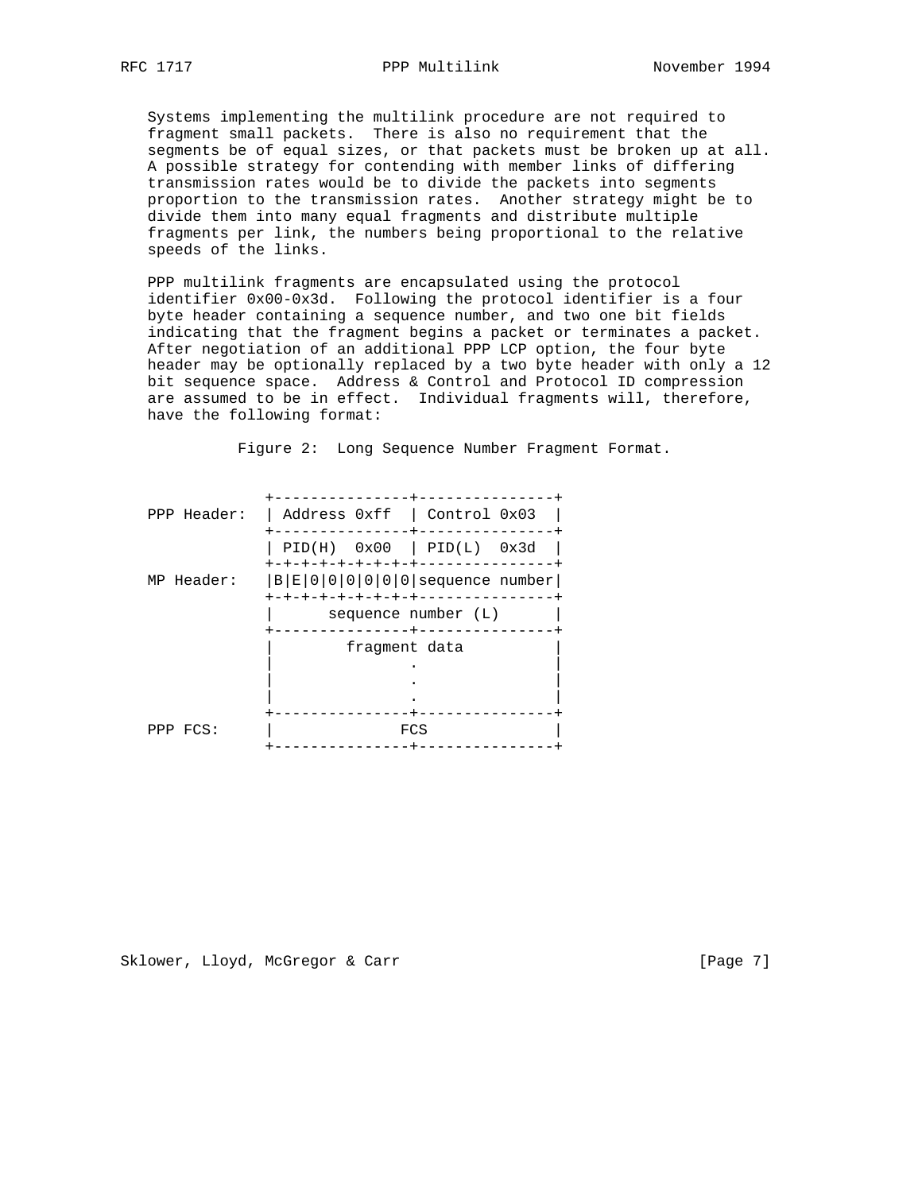Systems implementing the multilink procedure are not required to fragment small packets. There is also no requirement that the segments be of equal sizes, or that packets must be broken up at all. A possible strategy for contending with member links of differing transmission rates would be to divide the packets into segments proportion to the transmission rates. Another strategy might be to divide them into many equal fragments and distribute multiple fragments per link, the numbers being proportional to the relative speeds of the links.

PPP multilink fragments are encapsulated using the protocol identifier 0x00-0x3d. Following the protocol identifier is a four byte header containing a sequence number, and two one bit fields indicating that the fragment begins a packet or terminates a packet. After negotiation of an additional PPP LCP option, the four byte header may be optionally replaced by a two byte header with only a 12 bit sequence space. Address & Control and Protocol ID compression are assumed to be in effect. Individual fragments will, therefore, have the following format:

Figure 2: Long Sequence Number Fragment Format.

```
              +---------------+---------------+
PPP Header:   | Address 0xff  | Control 0x03  |
              +---------------+---------------+
              | PID(H)  0x00  | PID(L)  0x3d  |
              +-+-+-+-+-+-+-+-+---------------+
MP Header:    |B|E|0|0|0|0|0|0|sequence number|
              +-+-+-+-+-+-+-+-+---------------+
              |      sequence number (L)      |
              +---------------+---------------+
              |        fragment data          |
              |               .               |
              |               .               |
              |               .               |
              +---------------+---------------+
PPP FCS:      |              FCS              |
              +---------------+---------------+
```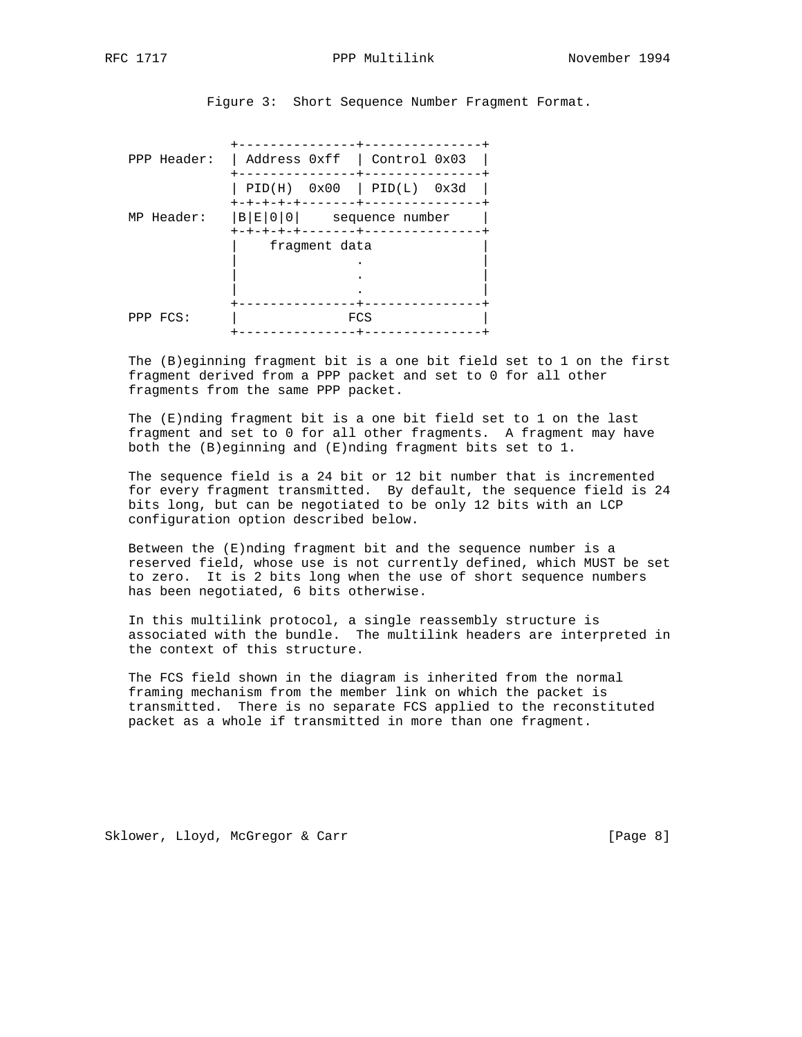Figure 3: Short Sequence Number Fragment Format.

```
               +---------------+---------------+
PPP Header:    | Address 0xff  | Control 0x03  |
               +---------------+---------------+
               | PID(H)  0x00  | PID(L)  0x3d  |
               +-+-+-+-+-------+---------------+
MP Header:     |B|E|0|0|    sequence number    |
               +-+-+-+-+-------+---------------+
               |    fragment data              |
               |               .               |
               |               .               |
               |               .               |
               +---------------+---------------+
PPP FCS:       |              FCS              |
               +---------------+---------------+
```

The (B)eginning fragment bit is a one bit field set to 1 on the first fragment derived from a PPP packet and set to 0 for all other fragments from the same PPP packet.

The (E)nding fragment bit is a one bit field set to 1 on the last fragment and set to 0 for all other fragments. A fragment may have both the (B)eginning and (E)nding fragment bits set to 1.

The sequence field is a 24 bit or 12 bit number that is incremented for every fragment transmitted. By default, the sequence field is 24 bits long, but can be negotiated to be only 12 bits with an LCP configuration option described below.

Between the (E)nding fragment bit and the sequence number is a reserved field, whose use is not currently defined, which MUST be set to zero. It is 2 bits long when the use of short sequence numbers has been negotiated, 6 bits otherwise.

In this multilink protocol, a single reassembly structure is associated with the bundle. The multilink headers are interpreted in the context of this structure.

The FCS field shown in the diagram is inherited from the normal framing mechanism from the member link on which the packet is transmitted. There is no separate FCS applied to the reconstituted packet as a whole if transmitted in more than one fragment.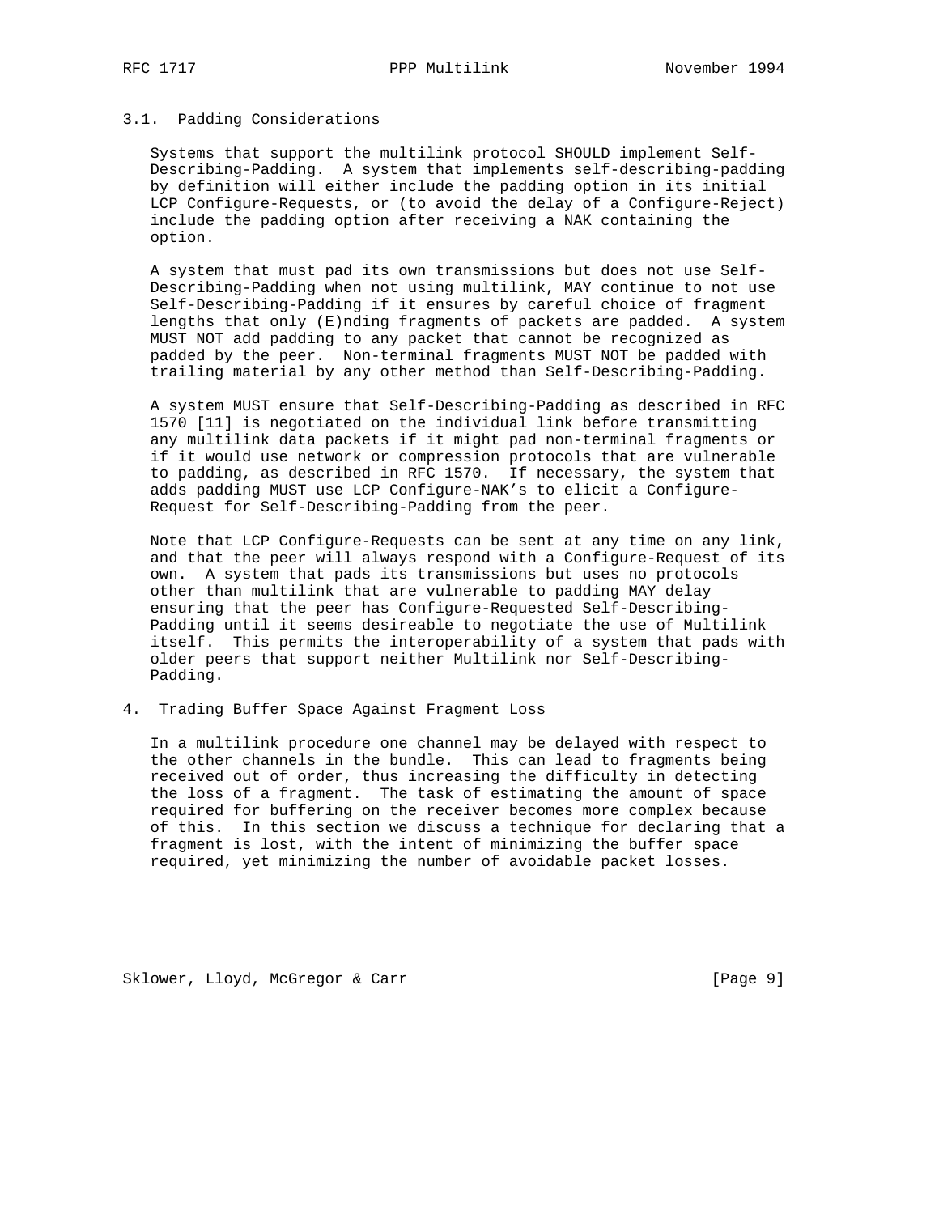### 3.1. Padding Considerations

Systems that support the multilink protocol SHOULD implement Self-Describing-Padding. A system that implements self-describing-padding by definition will either include the padding option in its initial LCP Configure-Requests, or (to avoid the delay of a Configure-Reject) include the padding option after receiving a NAK containing the option.

A system that must pad its own transmissions but does not use Self-Describing-Padding when not using multilink, MAY continue to not use Self-Describing-Padding if it ensures by careful choice of fragment lengths that only (E)nding fragments of packets are padded. A system MUST NOT add padding to any packet that cannot be recognized as padded by the peer. Non-terminal fragments MUST NOT be padded with trailing material by any other method than Self-Describing-Padding.

A system MUST ensure that Self-Describing-Padding as described in RFC 1570 [11] is negotiated on the individual link before transmitting any multilink data packets if it might pad non-terminal fragments or if it would use network or compression protocols that are vulnerable to padding, as described in RFC 1570. If necessary, the system that adds padding MUST use LCP Configure-NAK's to elicit a Configure-Request for Self-Describing-Padding from the peer.

Note that LCP Configure-Requests can be sent at any time on any link, and that the peer will always respond with a Configure-Request of its own. A system that pads its transmissions but uses no protocols other than multilink that are vulnerable to padding MAY delay ensuring that the peer has Configure-Requested Self-Describing-Padding until it seems desireable to negotiate the use of Multilink itself. This permits the interoperability of a system that pads with older peers that support neither Multilink nor Self-Describing-Padding.

## 4. Trading Buffer Space Against Fragment Loss

In a multilink procedure one channel may be delayed with respect to the other channels in the bundle. This can lead to fragments being received out of order, thus increasing the difficulty in detecting the loss of a fragment. The task of estimating the amount of space required for buffering on the receiver becomes more complex because of this. In this section we discuss a technique for declaring that a fragment is lost, with the intent of minimizing the buffer space required, yet minimizing the number of avoidable packet losses.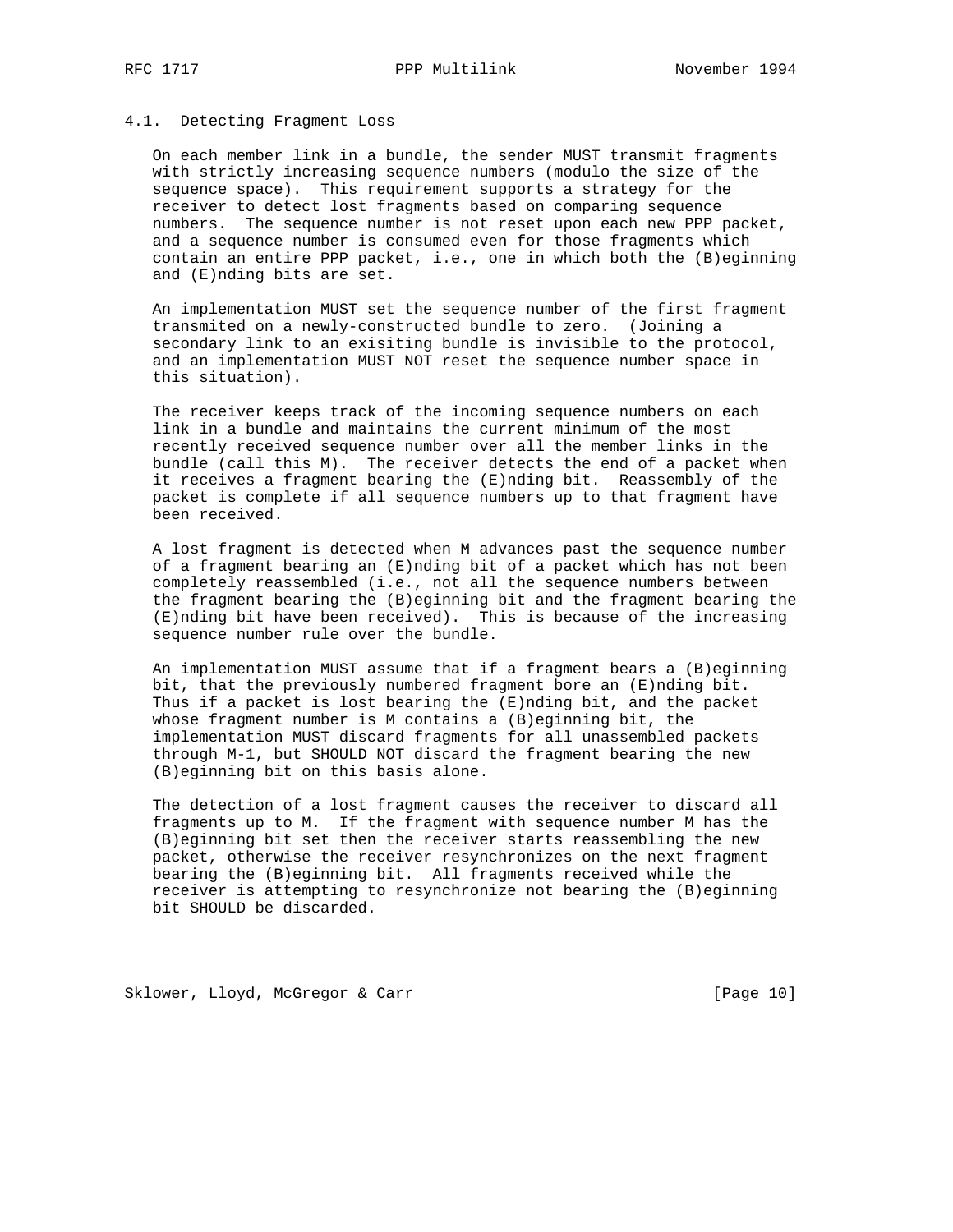### 4.1. Detecting Fragment Loss

On each member link in a bundle, the sender MUST transmit fragments with strictly increasing sequence numbers (modulo the size of the sequence space). This requirement supports a strategy for the receiver to detect lost fragments based on comparing sequence numbers. The sequence number is not reset upon each new PPP packet, and a sequence number is consumed even for those fragments which contain an entire PPP packet, i.e., one in which both the (B)eginning and (E)nding bits are set.

An implementation MUST set the sequence number of the first fragment transmited on a newly-constructed bundle to zero. (Joining a secondary link to an exisiting bundle is invisible to the protocol, and an implementation MUST NOT reset the sequence number space in this situation).

The receiver keeps track of the incoming sequence numbers on each link in a bundle and maintains the current minimum of the most recently received sequence number over all the member links in the bundle (call this M). The receiver detects the end of a packet when it receives a fragment bearing the (E)nding bit. Reassembly of the packet is complete if all sequence numbers up to that fragment have been received.

A lost fragment is detected when M advances past the sequence number of a fragment bearing an (E)nding bit of a packet which has not been completely reassembled (i.e., not all the sequence numbers between the fragment bearing the (B)eginning bit and the fragment bearing the (E)nding bit have been received). This is because of the increasing sequence number rule over the bundle.

An implementation MUST assume that if a fragment bears a (B)eginning bit, that the previously numbered fragment bore an (E)nding bit. Thus if a packet is lost bearing the (E)nding bit, and the packet whose fragment number is M contains a (B)eginning bit, the implementation MUST discard fragments for all unassembled packets through M-1, but SHOULD NOT discard the fragment bearing the new (B)eginning bit on this basis alone.

The detection of a lost fragment causes the receiver to discard all fragments up to M. If the fragment with sequence number M has the (B)eginning bit set then the receiver starts reassembling the new packet, otherwise the receiver resynchronizes on the next fragment bearing the (B)eginning bit. All fragments received while the receiver is attempting to resynchronize not bearing the (B)eginning bit SHOULD be discarded.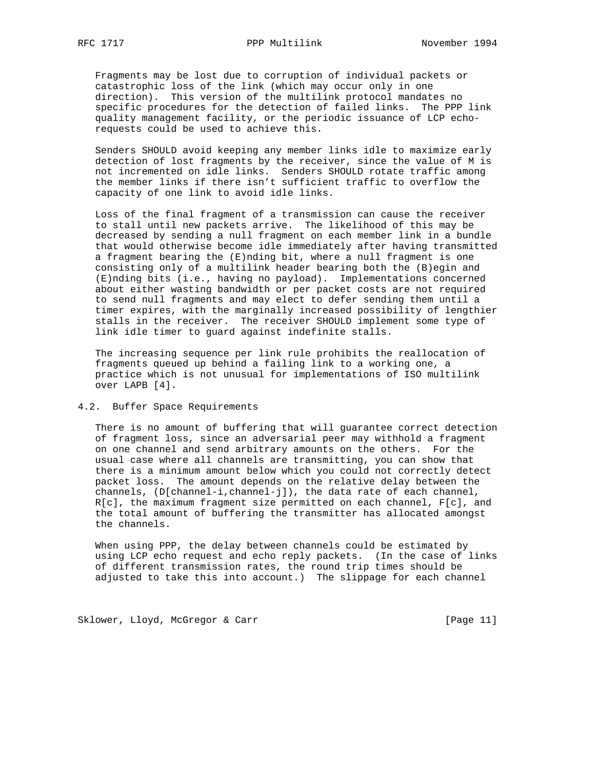Fragments may be lost due to corruption of individual packets or catastrophic loss of the link (which may occur only in one direction). This version of the multilink protocol mandates no specific procedures for the detection of failed links. The PPP link quality management facility, or the periodic issuance of LCP echo-requests could be used to achieve this.

Senders SHOULD avoid keeping any member links idle to maximize early detection of lost fragments by the receiver, since the value of M is not incremented on idle links. Senders SHOULD rotate traffic among the member links if there isn't sufficient traffic to overflow the capacity of one link to avoid idle links.

Loss of the final fragment of a transmission can cause the receiver to stall until new packets arrive. The likelihood of this may be decreased by sending a null fragment on each member link in a bundle that would otherwise become idle immediately after having transmitted a fragment bearing the (E)nding bit, where a null fragment is one consisting only of a multilink header bearing both the (B)egin and (E)nding bits (i.e., having no payload). Implementations concerned about either wasting bandwidth or per packet costs are not required to send null fragments and may elect to defer sending them until a timer expires, with the marginally increased possibility of lengthier stalls in the receiver. The receiver SHOULD implement some type of link idle timer to guard against indefinite stalls.

The increasing sequence per link rule prohibits the reallocation of fragments queued up behind a failing link to a working one, a practice which is not unusual for implementations of ISO multilink over LAPB [4].

## 4.2. Buffer Space Requirements

There is no amount of buffering that will guarantee correct detection of fragment loss, since an adversarial peer may withhold a fragment on one channel and send arbitrary amounts on the others. For the usual case where all channels are transmitting, you can show that there is a minimum amount below which you could not correctly detect packet loss. The amount depends on the relative delay between the channels, (D[channel-i,channel-j]), the data rate of each channel, R[c], the maximum fragment size permitted on each channel, F[c], and the total amount of buffering the transmitter has allocated amongst the channels.

When using PPP, the delay between channels could be estimated by using LCP echo request and echo reply packets. (In the case of links of different transmission rates, the round trip times should be adjusted to take this into account.) The slippage for each channel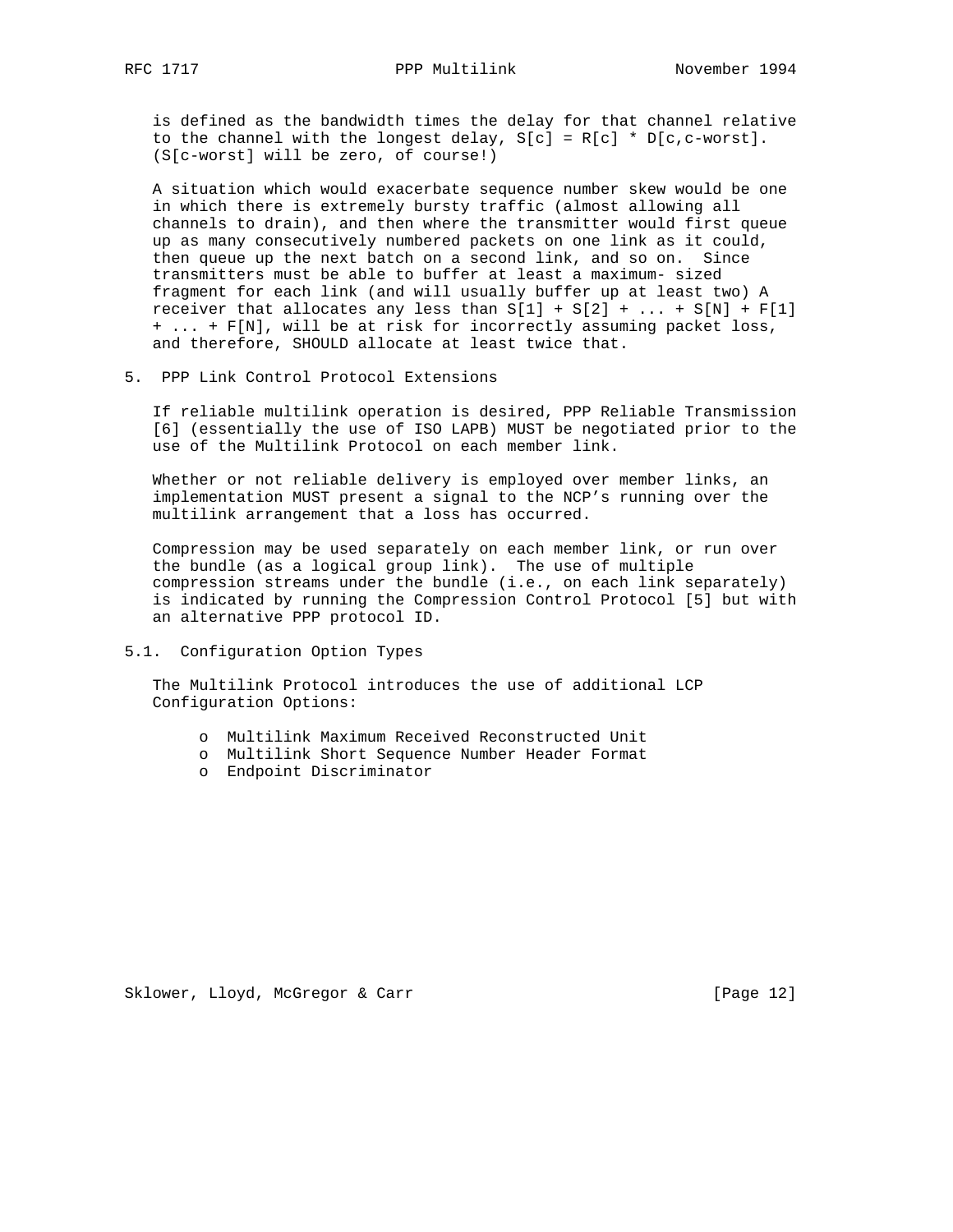is defined as the bandwidth times the delay for that channel relative to the channel with the longest delay, $S[c] = R[c] * D[c,c\text{-worst}]$. ($S[c\text{-worst}]$ will be zero, of course!)

A situation which would exacerbate sequence number skew would be one in which there is extremely bursty traffic (almost allowing all channels to drain), and then where the transmitter would first queue up as many consecutively numbered packets on one link as it could, then queue up the next batch on a second link, and so on. Since transmitters must be able to buffer at least a maximum- sized fragment for each link (and will usually buffer up at least two) A receiver that allocates any less than $S[1] + S[2] + ... + S[N] + F[1] + ... + F[N]$, will be at risk for incorrectly assuming packet loss, and therefore, SHOULD allocate at least twice that.

## 5. PPP Link Control Protocol Extensions

If reliable multilink operation is desired, PPP Reliable Transmission [6] (essentially the use of ISO LAPB) MUST be negotiated prior to the use of the Multilink Protocol on each member link.

Whether or not reliable delivery is employed over member links, an implementation MUST present a signal to the NCP's running over the multilink arrangement that a loss has occurred.

Compression may be used separately on each member link, or run over the bundle (as a logical group link). The use of multiple compression streams under the bundle (i.e., on each link separately) is indicated by running the Compression Control Protocol [5] but with an alternative PPP protocol ID.

### 5.1. Configuration Option Types

The Multilink Protocol introduces the use of additional LCP Configuration Options:

- Multilink Maximum Received Reconstructed Unit
- Multilink Short Sequence Number Header Format
- Endpoint Discriminator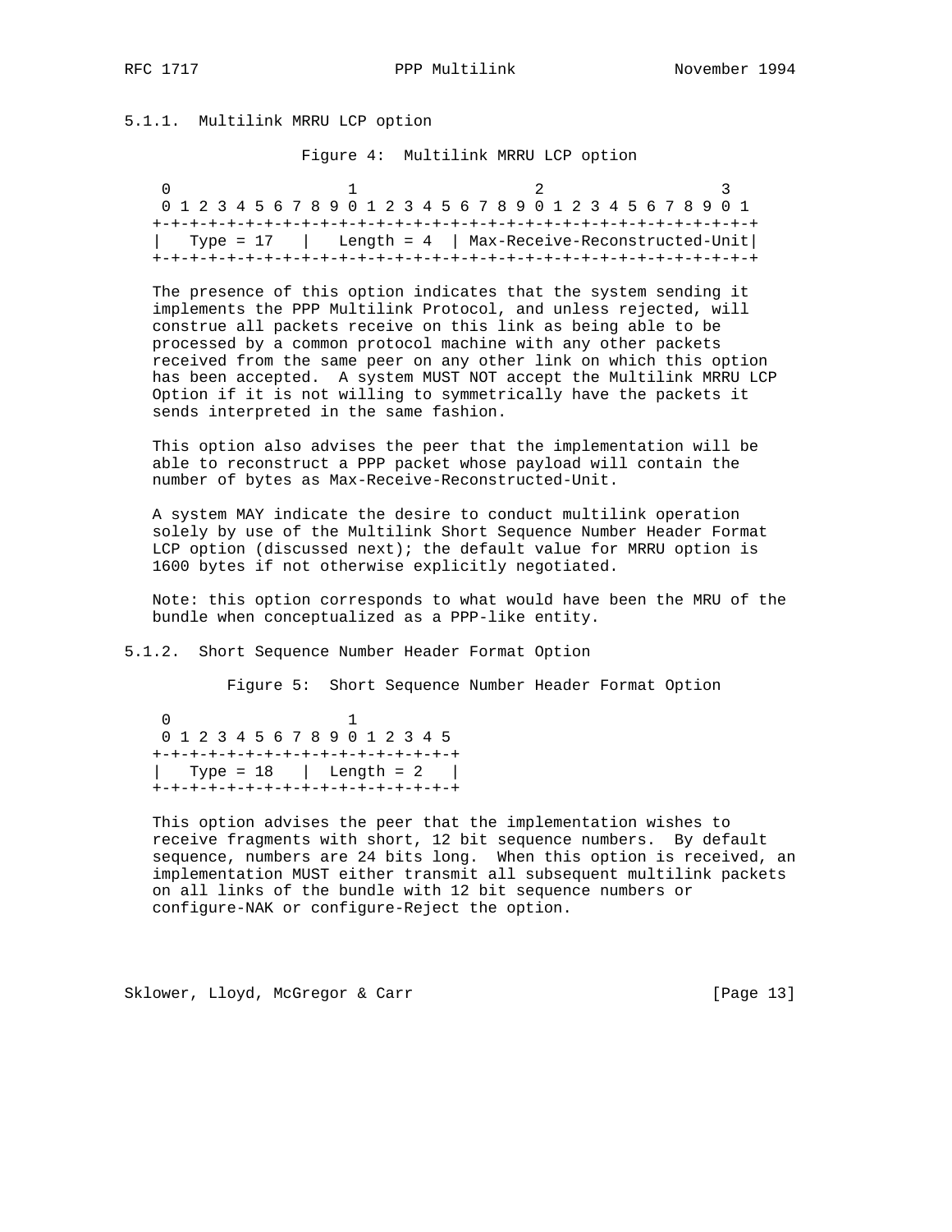### 5.1.1. Multilink MRRU LCP option

Figure 4: Multilink MRRU LCP option

```
 0                   1                   2                   3
 0 1 2 3 4 5 6 7 8 9 0 1 2 3 4 5 6 7 8 9 0 1 2 3 4 5 6 7 8 9 0 1
+-+-+-+-+-+-+-+-+-+-+-+-+-+-+-+-+-+-+-+-+-+-+-+-+-+-+-+-+-+-+-+-+
|   Type = 17   |   Length = 4  | Max-Receive-Reconstructed-Unit|
+-+-+-+-+-+-+-+-+-+-+-+-+-+-+-+-+-+-+-+-+-+-+-+-+-+-+-+-+-+-+-+-+
```

The presence of this option indicates that the system sending it implements the PPP Multilink Protocol, and unless rejected, will construe all packets receive on this link as being able to be processed by a common protocol machine with any other packets received from the same peer on any other link on which this option has been accepted. A system MUST NOT accept the Multilink MRRU LCP Option if it is not willing to symmetrically have the packets it sends interpreted in the same fashion.

This option also advises the peer that the implementation will be able to reconstruct a PPP packet whose payload will contain the number of bytes as Max-Receive-Reconstructed-Unit.

A system MAY indicate the desire to conduct multilink operation solely by use of the Multilink Short Sequence Number Header Format LCP option (discussed next); the default value for MRRU option is 1600 bytes if not otherwise explicitly negotiated.

Note: this option corresponds to what would have been the MRU of the bundle when conceptualized as a PPP-like entity.

### 5.1.2. Short Sequence Number Header Format Option

Figure 5: Short Sequence Number Header Format Option

```
 0                   1
 0 1 2 3 4 5 6 7 8 9 0 1 2 3 4 5
+-+-+-+-+-+-+-+-+-+-+-+-+-+-+-+-+
|   Type = 18   |  Length = 2   |
+-+-+-+-+-+-+-+-+-+-+-+-+-+-+-+-+
```

This option advises the peer that the implementation wishes to receive fragments with short, 12 bit sequence numbers. By default sequence, numbers are 24 bits long. When this option is received, an implementation MUST either transmit all subsequent multilink packets on all links of the bundle with 12 bit sequence numbers or configure-NAK or configure-Reject the option.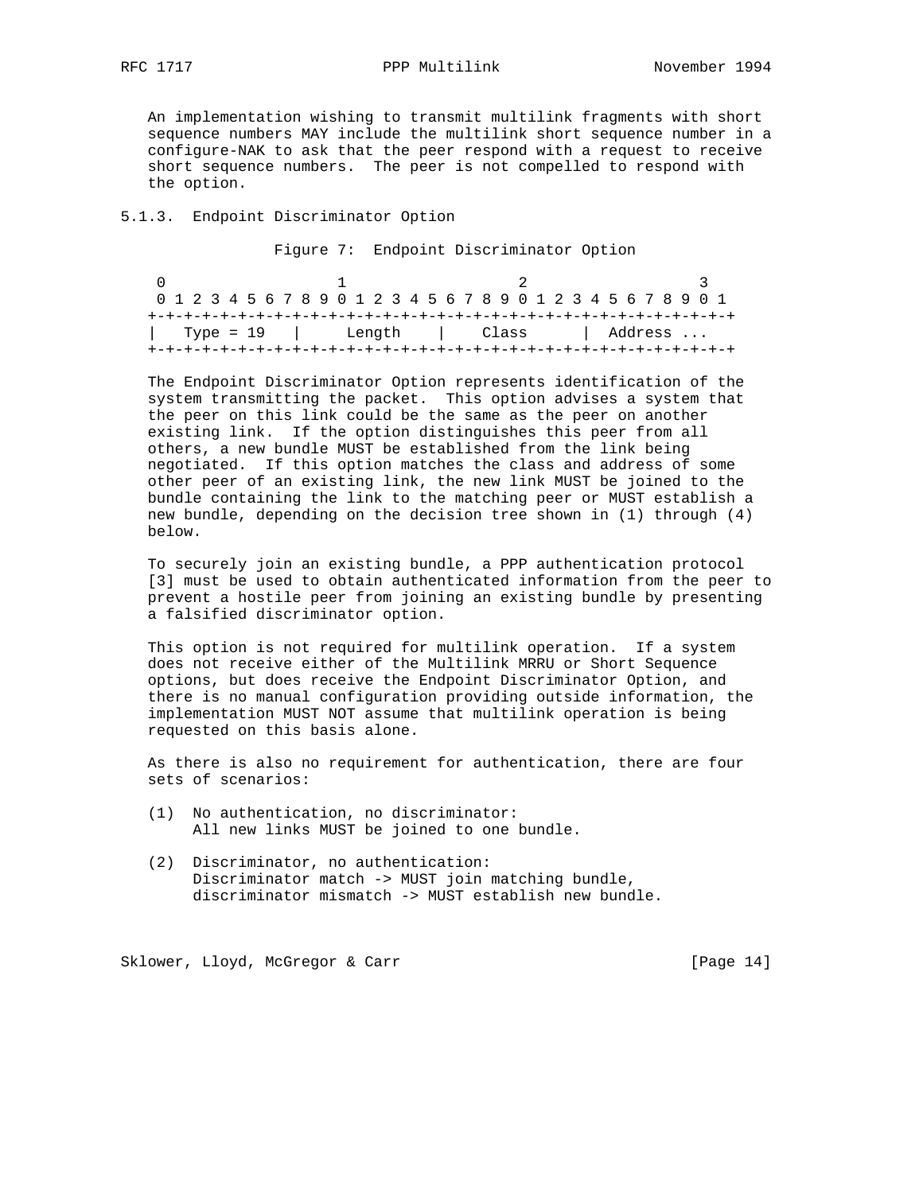An implementation wishing to transmit multilink fragments with short sequence numbers MAY include the multilink short sequence number in a configure-NAK to ask that the peer respond with a request to receive short sequence numbers. The peer is not compelled to respond with the option.

### 5.1.3. Endpoint Discriminator Option

Figure 7: Endpoint Discriminator Option

```
 0                   1                   2                   3
 0 1 2 3 4 5 6 7 8 9 0 1 2 3 4 5 6 7 8 9 0 1 2 3 4 5 6 7 8 9 0 1
+-+-+-+-+-+-+-+-+-+-+-+-+-+-+-+-+-+-+-+-+-+-+-+-+-+-+-+-+-+-+-+-+
|   Type = 19   |     Length    |    Class      |  Address ...
+-+-+-+-+-+-+-+-+-+-+-+-+-+-+-+-+-+-+-+-+-+-+-+-+-+-+-+-+-+-+-+-+
```

The Endpoint Discriminator Option represents identification of the system transmitting the packet. This option advises a system that the peer on this link could be the same as the peer on another existing link. If the option distinguishes this peer from all others, a new bundle MUST be established from the link being negotiated. If this option matches the class and address of some other peer of an existing link, the new link MUST be joined to the bundle containing the link to the matching peer or MUST establish a new bundle, depending on the decision tree shown in (1) through (4) below.

To securely join an existing bundle, a PPP authentication protocol [3] must be used to obtain authenticated information from the peer to prevent a hostile peer from joining an existing bundle by presenting a falsified discriminator option.

This option is not required for multilink operation. If a system does not receive either of the Multilink MRRU or Short Sequence options, but does receive the Endpoint Discriminator Option, and there is no manual configuration providing outside information, the implementation MUST NOT assume that multilink operation is being requested on this basis alone.

As there is also no requirement for authentication, there are four sets of scenarios:

(1) No authentication, no discriminator:
    All new links MUST be joined to one bundle.

(2) Discriminator, no authentication:
    Discriminator match -> MUST join matching bundle,
    discriminator mismatch -> MUST establish new bundle.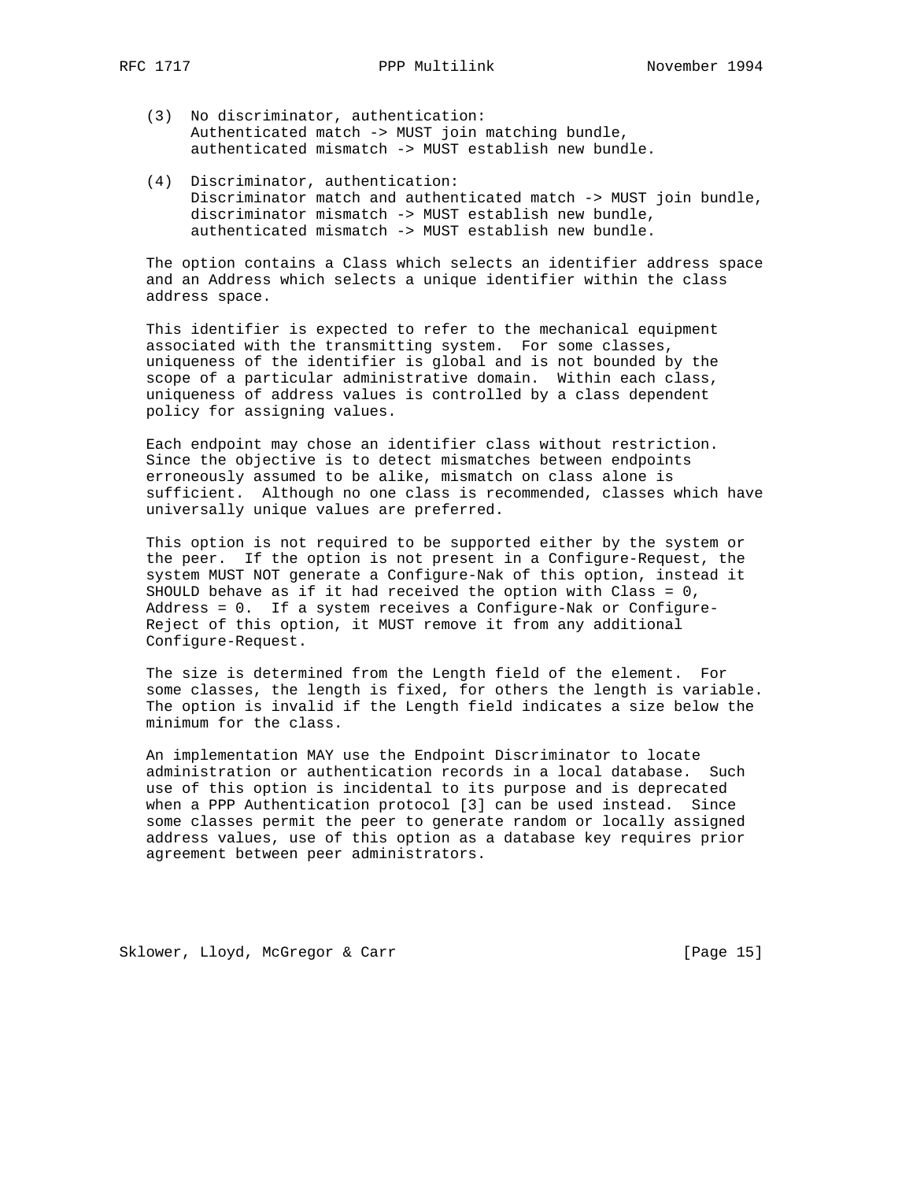(3) No discriminator, authentication:
    Authenticated match -> MUST join matching bundle,
    authenticated mismatch -> MUST establish new bundle.

(4) Discriminator, authentication:
    Discriminator match and authenticated match -> MUST join bundle,
    discriminator mismatch -> MUST establish new bundle,
    authenticated mismatch -> MUST establish new bundle.

The option contains a Class which selects an identifier address space and an Address which selects a unique identifier within the class address space.

This identifier is expected to refer to the mechanical equipment associated with the transmitting system. For some classes, uniqueness of the identifier is global and is not bounded by the scope of a particular administrative domain. Within each class, uniqueness of address values is controlled by a class dependent policy for assigning values.

Each endpoint may chose an identifier class without restriction. Since the objective is to detect mismatches between endpoints erroneously assumed to be alike, mismatch on class alone is sufficient. Although no one class is recommended, classes which have universally unique values are preferred.

This option is not required to be supported either by the system or the peer. If the option is not present in a Configure-Request, the system MUST NOT generate a Configure-Nak of this option, instead it SHOULD behave as if it had received the option with Class = 0, Address = 0. If a system receives a Configure-Nak or Configure-Reject of this option, it MUST remove it from any additional Configure-Request.

The size is determined from the Length field of the element. For some classes, the length is fixed, for others the length is variable. The option is invalid if the Length field indicates a size below the minimum for the class.

An implementation MAY use the Endpoint Discriminator to locate administration or authentication records in a local database. Such use of this option is incidental to its purpose and is deprecated when a PPP Authentication protocol [3] can be used instead. Since some classes permit the peer to generate random or locally assigned address values, use of this option as a database key requires prior agreement between peer administrators.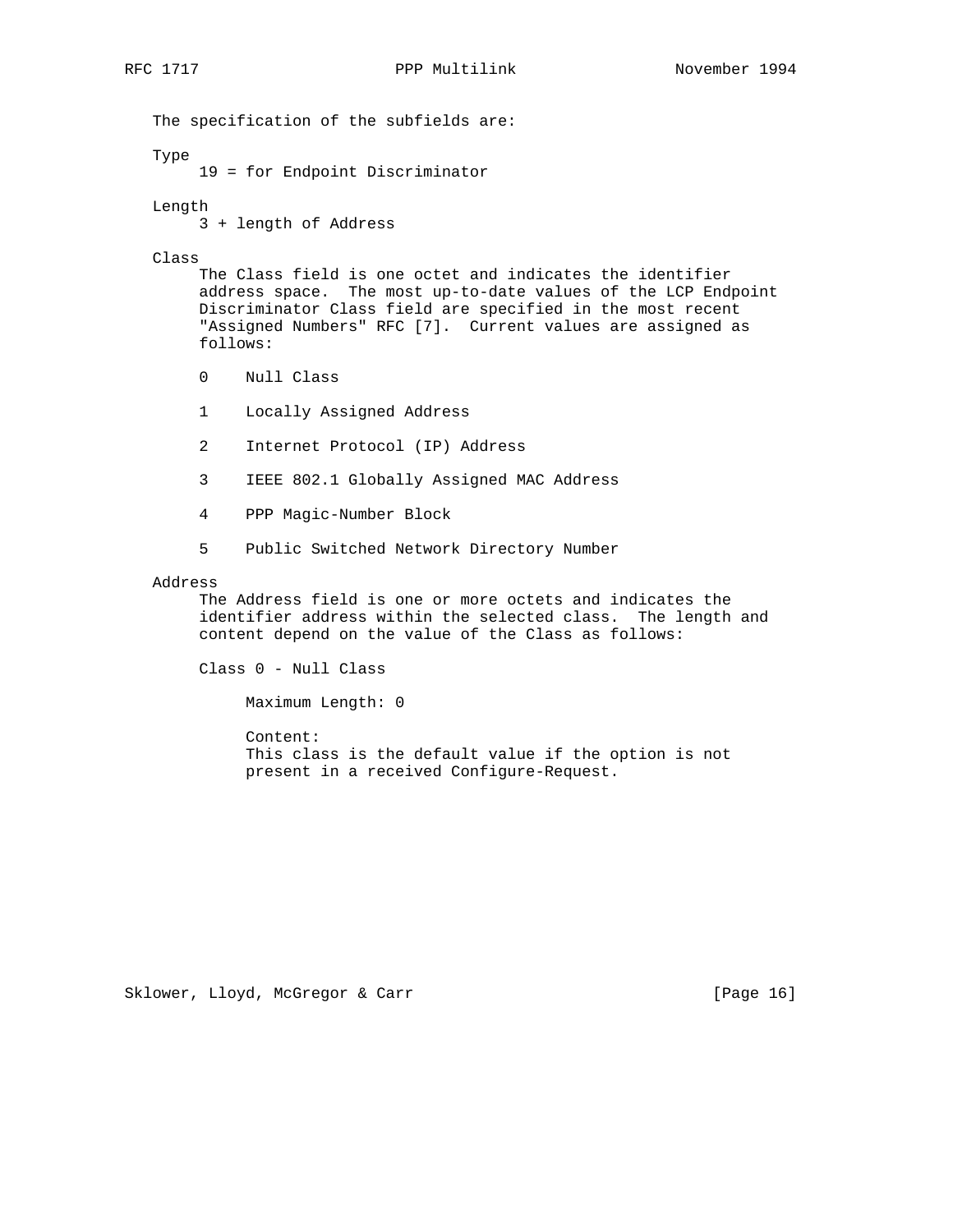The specification of the subfields are:

Type

19 = for Endpoint Discriminator

Length

3 + length of Address

Class

The Class field is one octet and indicates the identifier address space. The most up-to-date values of the LCP Endpoint Discriminator Class field are specified in the most recent "Assigned Numbers" RFC [7]. Current values are assigned as follows:

0 Null Class

1 Locally Assigned Address

2 Internet Protocol (IP) Address

3 IEEE 802.1 Globally Assigned MAC Address

4 PPP Magic-Number Block

5 Public Switched Network Directory Number

Address

The Address field is one or more octets and indicates the identifier address within the selected class. The length and content depend on the value of the Class as follows:

Class 0 - Null Class

Maximum Length: 0

Content:
This class is the default value if the option is not present in a received Configure-Request.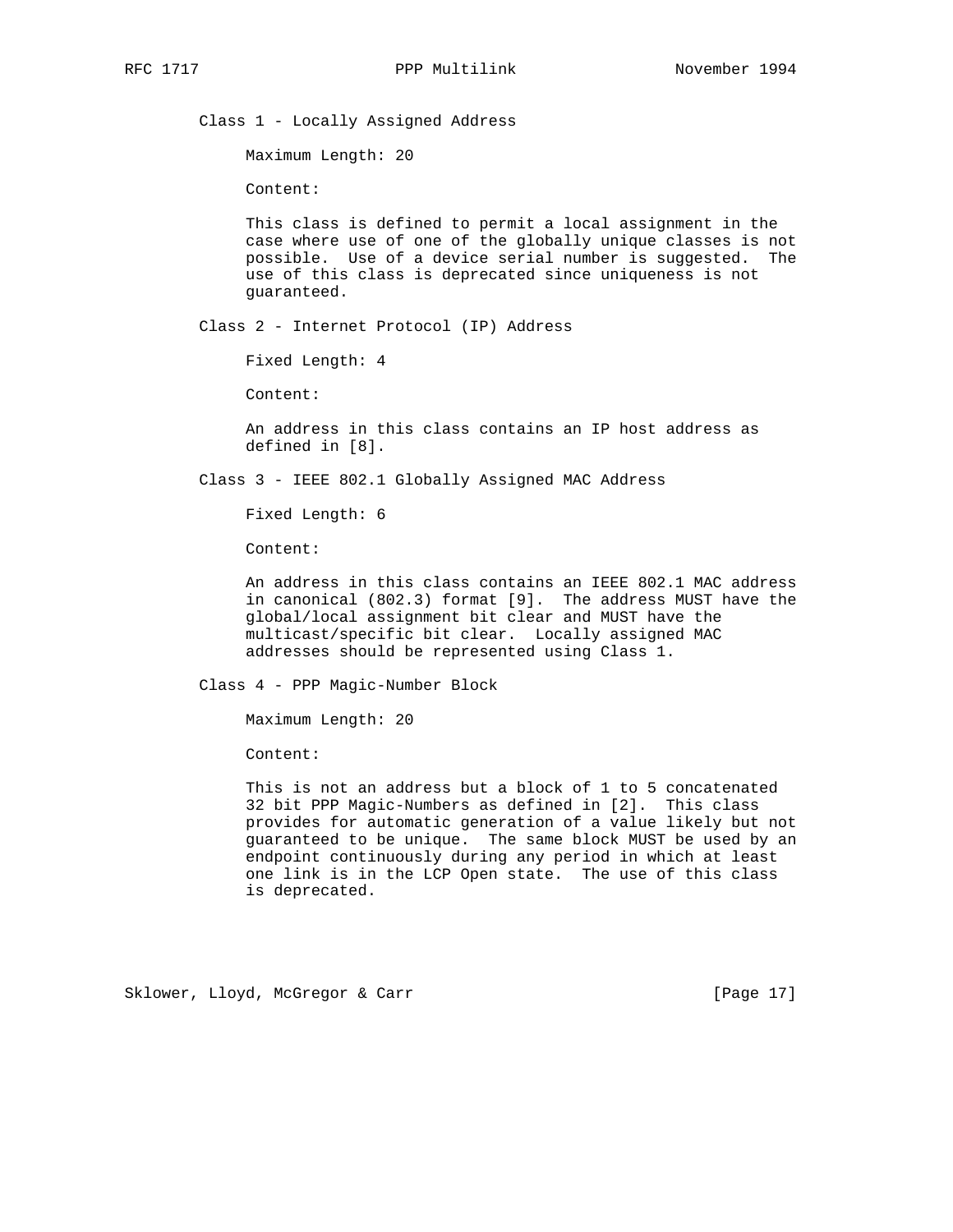Class 1 - Locally Assigned Address

Maximum Length: 20

Content:

This class is defined to permit a local assignment in the case where use of one of the globally unique classes is not possible. Use of a device serial number is suggested. The use of this class is deprecated since uniqueness is not guaranteed.

Class 2 - Internet Protocol (IP) Address

Fixed Length: 4

Content:

An address in this class contains an IP host address as defined in [8].

Class 3 - IEEE 802.1 Globally Assigned MAC Address

Fixed Length: 6

Content:

An address in this class contains an IEEE 802.1 MAC address in canonical (802.3) format [9]. The address MUST have the global/local assignment bit clear and MUST have the multicast/specific bit clear. Locally assigned MAC addresses should be represented using Class 1.

Class 4 - PPP Magic-Number Block

Maximum Length: 20

Content:

This is not an address but a block of 1 to 5 concatenated 32 bit PPP Magic-Numbers as defined in [2]. This class provides for automatic generation of a value likely but not guaranteed to be unique. The same block MUST be used by an endpoint continuously during any period in which at least one link is in the LCP Open state. The use of this class is deprecated.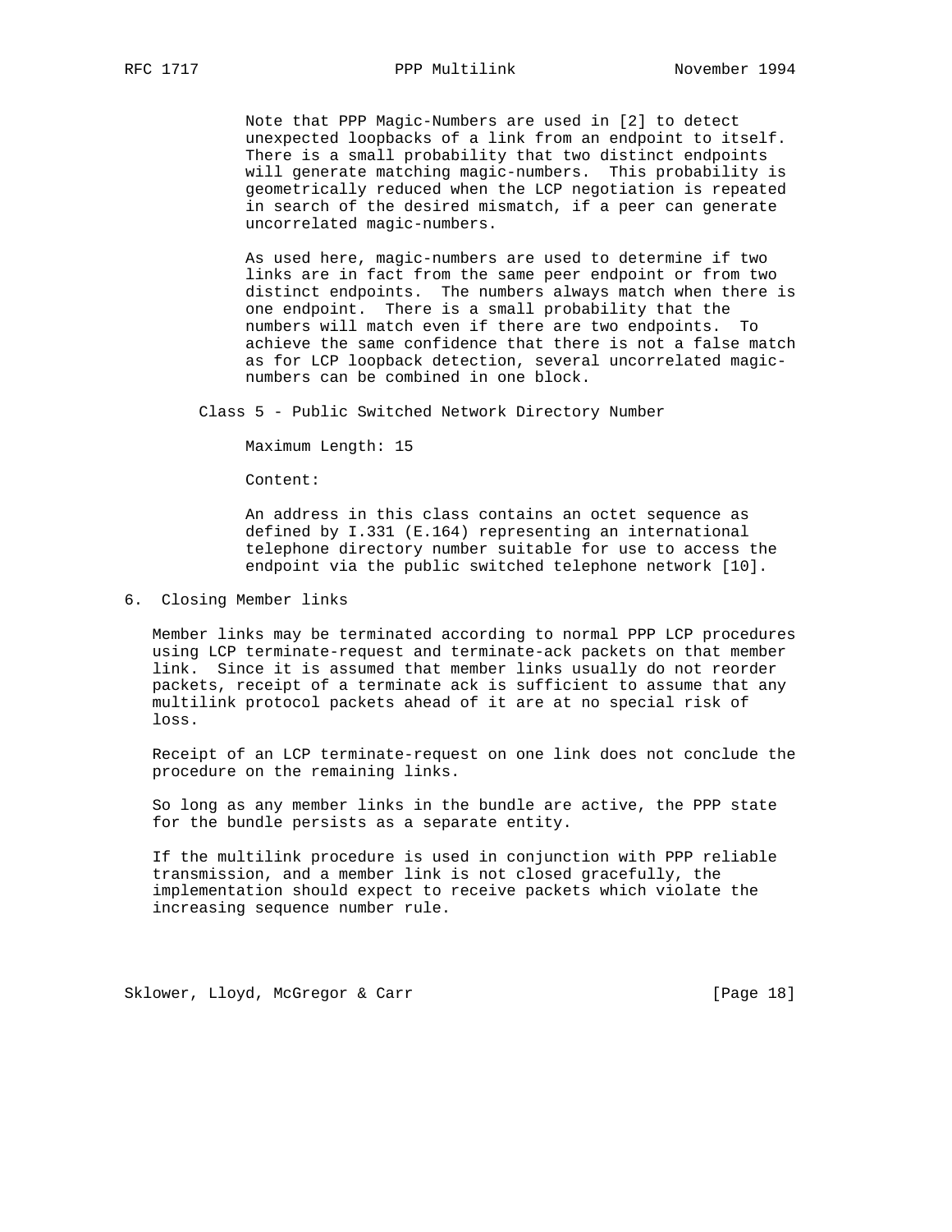Note that PPP Magic-Numbers are used in [2] to detect unexpected loopbacks of a link from an endpoint to itself. There is a small probability that two distinct endpoints will generate matching magic-numbers. This probability is geometrically reduced when the LCP negotiation is repeated in search of the desired mismatch, if a peer can generate uncorrelated magic-numbers.

As used here, magic-numbers are used to determine if two links are in fact from the same peer endpoint or from two distinct endpoints. The numbers always match when there is one endpoint. There is a small probability that the numbers will match even if there are two endpoints. To achieve the same confidence that there is not a false match as for LCP loopback detection, several uncorrelated magic-numbers can be combined in one block.

Class 5 - Public Switched Network Directory Number

Maximum Length: 15

Content:

An address in this class contains an octet sequence as defined by I.331 (E.164) representing an international telephone directory number suitable for use to access the endpoint via the public switched telephone network [10].

## 6. Closing Member links

Member links may be terminated according to normal PPP LCP procedures using LCP terminate-request and terminate-ack packets on that member link. Since it is assumed that member links usually do not reorder packets, receipt of a terminate ack is sufficient to assume that any multilink protocol packets ahead of it are at no special risk of loss.

Receipt of an LCP terminate-request on one link does not conclude the procedure on the remaining links.

So long as any member links in the bundle are active, the PPP state for the bundle persists as a separate entity.

If the multilink procedure is used in conjunction with PPP reliable transmission, and a member link is not closed gracefully, the implementation should expect to receive packets which violate the increasing sequence number rule.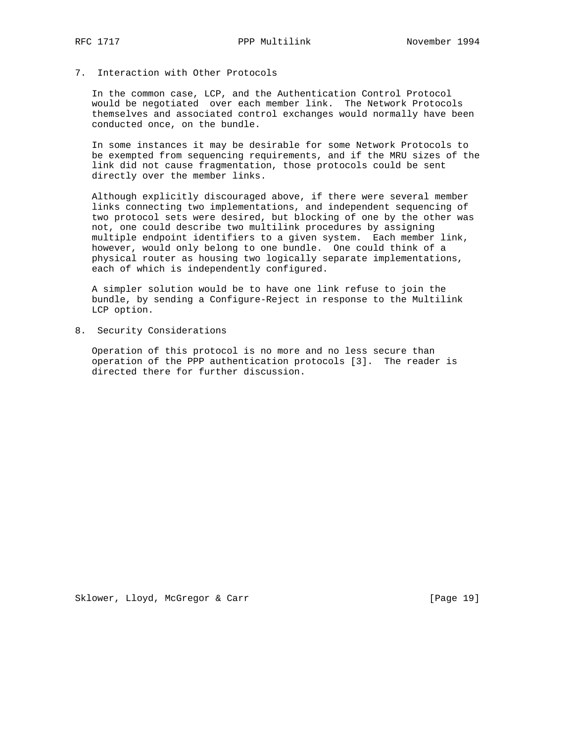## 7. Interaction with Other Protocols

In the common case, LCP, and the Authentication Control Protocol would be negotiated over each member link. The Network Protocols themselves and associated control exchanges would normally have been conducted once, on the bundle.

In some instances it may be desirable for some Network Protocols to be exempted from sequencing requirements, and if the MRU sizes of the link did not cause fragmentation, those protocols could be sent directly over the member links.

Although explicitly discouraged above, if there were several member links connecting two implementations, and independent sequencing of two protocol sets were desired, but blocking of one by the other was not, one could describe two multilink procedures by assigning multiple endpoint identifiers to a given system. Each member link, however, would only belong to one bundle. One could think of a physical router as housing two logically separate implementations, each of which is independently configured.

A simpler solution would be to have one link refuse to join the bundle, by sending a Configure-Reject in response to the Multilink LCP option.

## 8. Security Considerations

Operation of this protocol is no more and no less secure than operation of the PPP authentication protocols [3]. The reader is directed there for further discussion.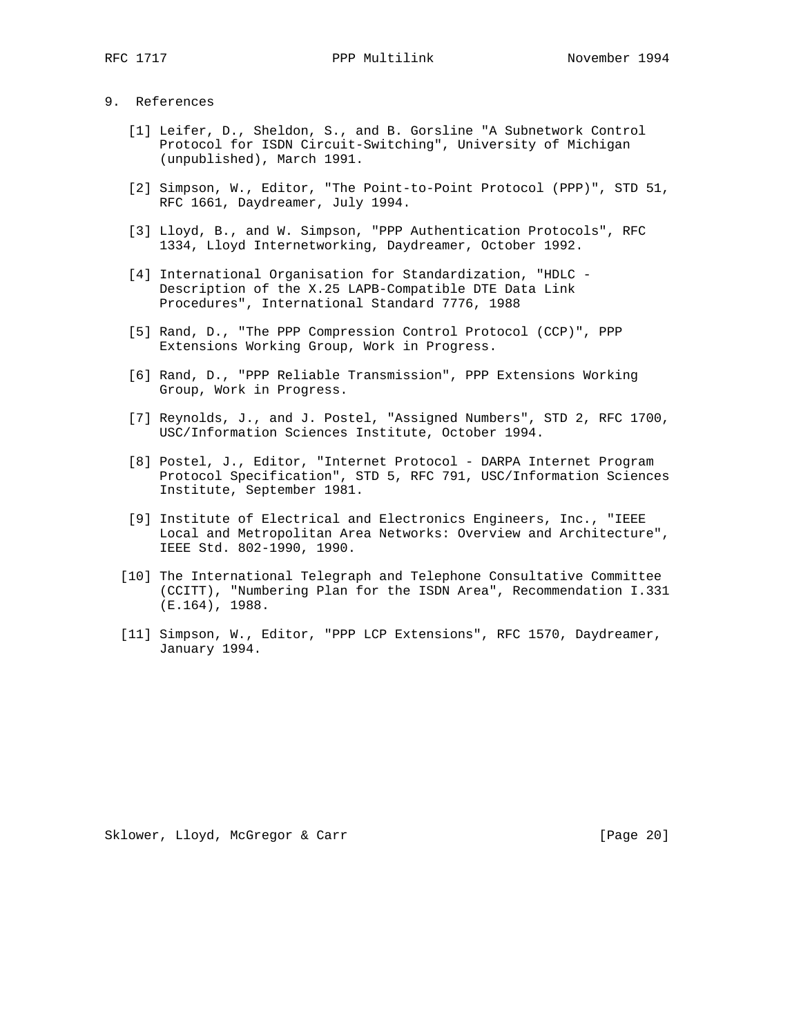## 9. References

[1] Leifer, D., Sheldon, S., and B. Gorsline "A Subnetwork Control Protocol for ISDN Circuit-Switching", University of Michigan (unpublished), March 1991.

[2] Simpson, W., Editor, "The Point-to-Point Protocol (PPP)", STD 51, RFC 1661, Daydreamer, July 1994.

[3] Lloyd, B., and W. Simpson, "PPP Authentication Protocols", RFC 1334, Lloyd Internetworking, Daydreamer, October 1992.

[4] International Organisation for Standardization, "HDLC - Description of the X.25 LAPB-Compatible DTE Data Link Procedures", International Standard 7776, 1988

[5] Rand, D., "The PPP Compression Control Protocol (CCP)", PPP Extensions Working Group, Work in Progress.

[6] Rand, D., "PPP Reliable Transmission", PPP Extensions Working Group, Work in Progress.

[7] Reynolds, J., and J. Postel, "Assigned Numbers", STD 2, RFC 1700, USC/Information Sciences Institute, October 1994.

[8] Postel, J., Editor, "Internet Protocol - DARPA Internet Program Protocol Specification", STD 5, RFC 791, USC/Information Sciences Institute, September 1981.

[9] Institute of Electrical and Electronics Engineers, Inc., "IEEE Local and Metropolitan Area Networks: Overview and Architecture", IEEE Std. 802-1990, 1990.

[10] The International Telegraph and Telephone Consultative Committee (CCITT), "Numbering Plan for the ISDN Area", Recommendation I.331 (E.164), 1988.

[11] Simpson, W., Editor, "PPP LCP Extensions", RFC 1570, Daydreamer, January 1994.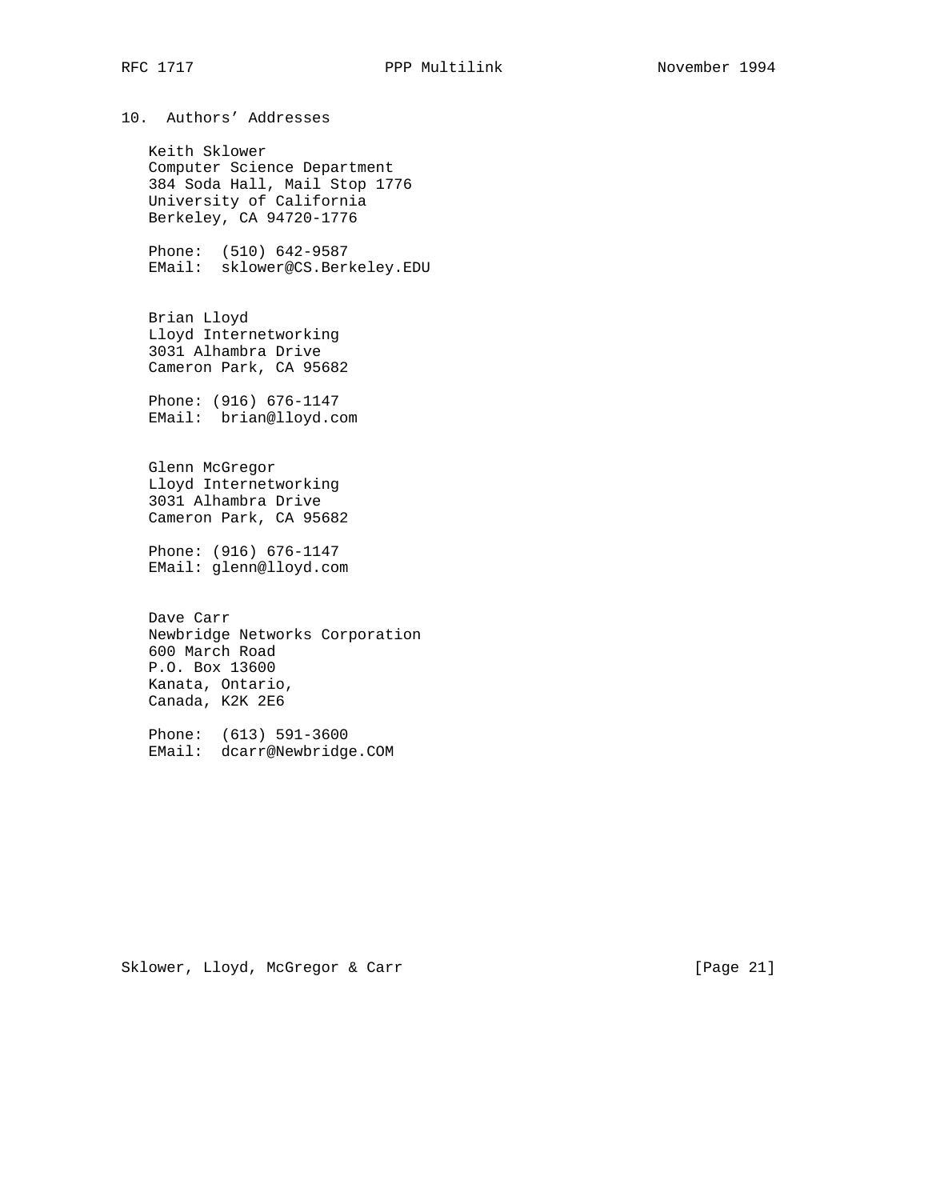## 10. Authors' Addresses

Keith Sklower
Computer Science Department
384 Soda Hall, Mail Stop 1776
University of California
Berkeley, CA 94720-1776

Phone: (510) 642-9587
EMail: sklower@CS.Berkeley.EDU

Brian Lloyd
Lloyd Internetworking
3031 Alhambra Drive
Cameron Park, CA 95682

Phone: (916) 676-1147
EMail: brian@lloyd.com

Glenn McGregor
Lloyd Internetworking
3031 Alhambra Drive
Cameron Park, CA 95682

Phone: (916) 676-1147
EMail: glenn@lloyd.com

Dave Carr
Newbridge Networks Corporation
600 March Road
P.O. Box 13600
Kanata, Ontario,
Canada, K2K 2E6

Phone: (613) 591-3600
EMail: dcarr@Newbridge.COM